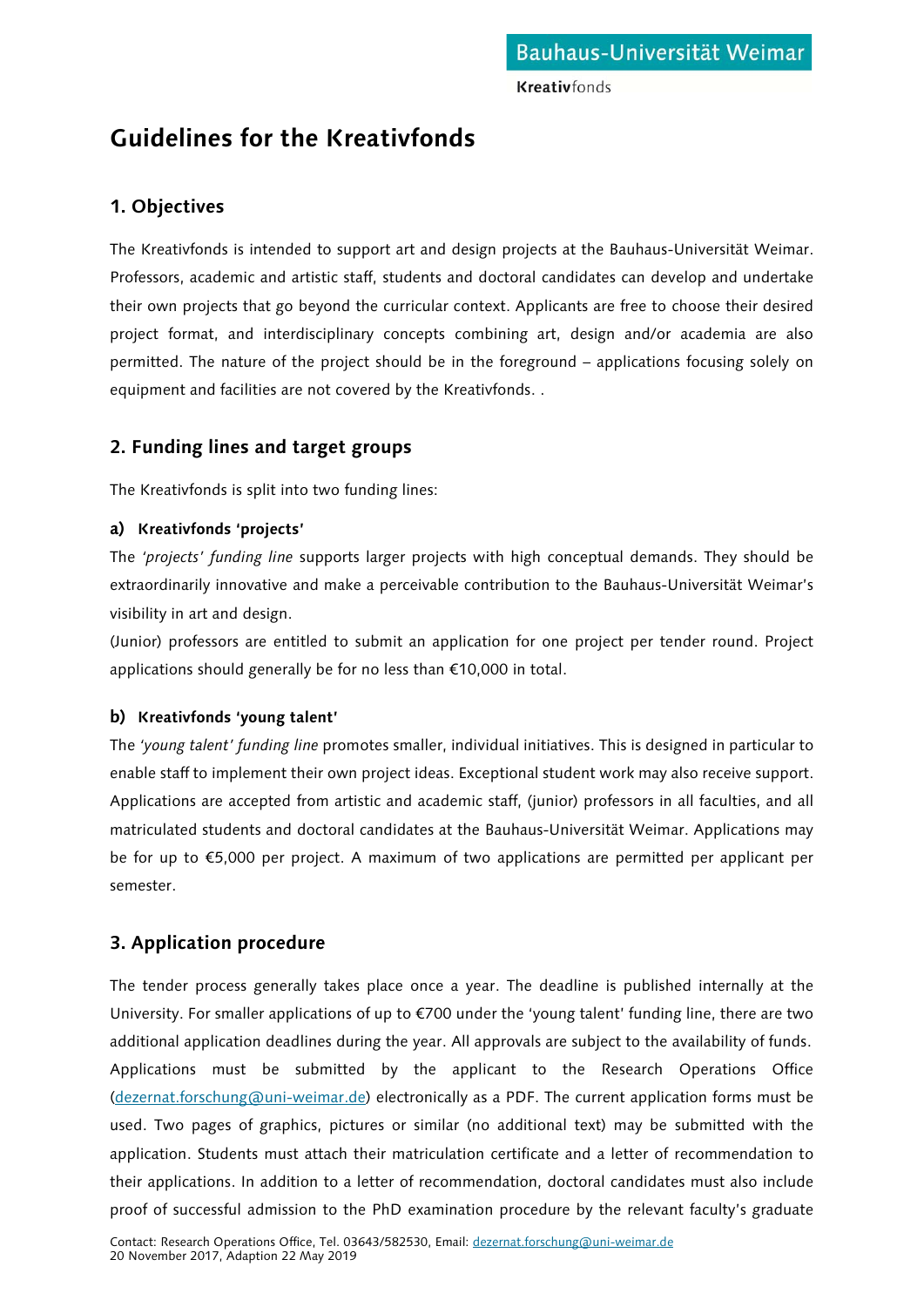# Guidelines for the Kreativfonds

## 1. Objectives

The Kreativfonds is intended to support art and design projects at the Bauhaus-Universität Weimar. Professors, academic and artistic staff, students and doctoral candidates can develop and undertake their own projects that go beyond the curricular context. Applicants are free to choose their desired project format, and interdisciplinary concepts combining art, design and/or academia are also permitted. The nature of the project should be in the foreground – applications focusing solely on equipment and facilities are not covered by the Kreativfonds. .

## 2. Funding lines and target groups

The Kreativfonds is split into two funding lines:

### a) Kreativfonds 'projects'

The *'projects' funding line* supports larger projects with high conceptual demands. They should be extraordinarily innovative and make a perceivable contribution to the Bauhaus-Universität Weimar's visibility in art and design.

(Junior) professors are entitled to submit an application for one project per tender round. Project applications should generally be for no less than €10,000 in total.

### b) Kreativfonds 'young talent'

The *'young talent' funding line* promotes smaller, individual initiatives. This is designed in particular to enable staff to implement their own project ideas. Exceptional student work may also receive support. Applications are accepted from artistic and academic staff, (junior) professors in all faculties, and all matriculated students and doctoral candidates at the Bauhaus-Universität Weimar. Applications may be for up to €5,000 per project. A maximum of two applications are permitted per applicant per semester.

## 3. Application procedure

The tender process generally takes place once a year. The deadline is published internally at the University. For smaller applications of up to €700 under the 'young talent' funding line, there are two additional application deadlines during the year. All approvals are subject to the availability of funds. Applications must be submitted by the applicant to the Research Operations Office (dezernat.forschung@uni-weimar.de) electronically as a PDF. The current application forms must be used. Two pages of graphics, pictures or similar (no additional text) may be submitted with the application. Students must attach their matriculation certificate and a letter of recommendation to their applications. In addition to a letter of recommendation, doctoral candidates must also include proof of successful admission to the PhD examination procedure by the relevant faculty's graduate

Contact: Research Operations Office, Tel. 03643/582530, Email: dezernat.forschung@uni-weimar.de
20 November 2017, Adaption 22 May 2019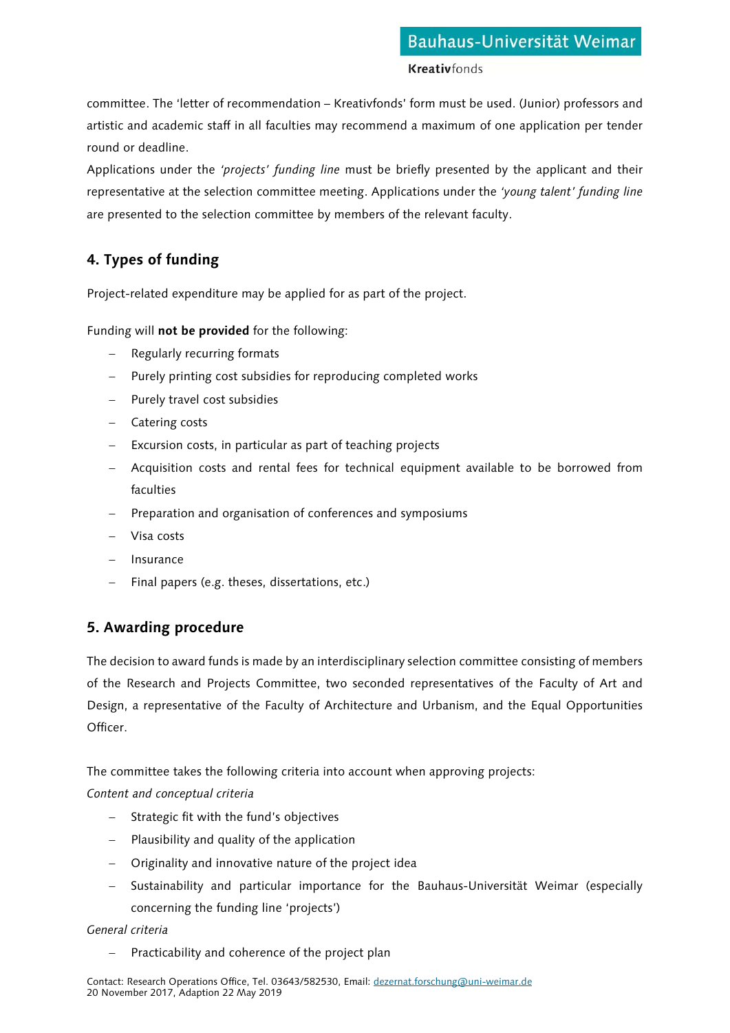committee. The 'letter of recommendation – Kreativfonds' form must be used. (Junior) professors and artistic and academic staff in all faculties may recommend a maximum of one application per tender round or deadline.

Applications under the *'projects' funding line* must be briefly presented by the applicant and their representative at the selection committee meeting. Applications under the *'young talent' funding line* are presented to the selection committee by members of the relevant faculty.

## 4. Types of funding

Project-related expenditure may be applied for as part of the project.

Funding will **not be provided** for the following:

- Regularly recurring formats
- Purely printing cost subsidies for reproducing completed works
- Purely travel cost subsidies
- Catering costs
- Excursion costs, in particular as part of teaching projects
- Acquisition costs and rental fees for technical equipment available to be borrowed from faculties
- Preparation and organisation of conferences and symposiums
- Visa costs
- Insurance
- Final papers (e.g. theses, dissertations, etc.)

## 5. Awarding procedure

The decision to award funds is made by an interdisciplinary selection committee consisting of members of the Research and Projects Committee, two seconded representatives of the Faculty of Art and Design, a representative of the Faculty of Architecture and Urbanism, and the Equal Opportunities Officer.

The committee takes the following criteria into account when approving projects:

*Content and conceptual criteria*

- Strategic fit with the fund's objectives
- Plausibility and quality of the application
- Originality and innovative nature of the project idea
- Sustainability and particular importance for the Bauhaus-Universität Weimar (especially concerning the funding line 'projects')

*General criteria*

- Practicability and coherence of the project plan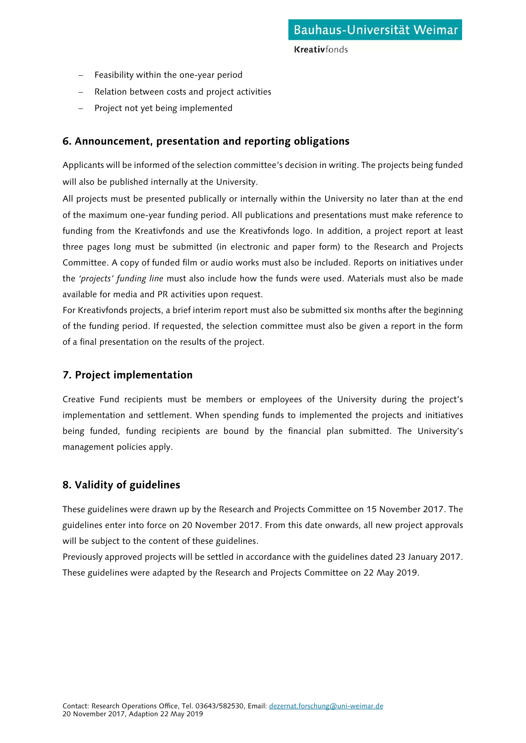- Feasibility within the one-year period
- Relation between costs and project activities
- Project not yet being implemented

## 6. Announcement, presentation and reporting obligations

Applicants will be informed of the selection committee's decision in writing. The projects being funded will also be published internally at the University.

All projects must be presented publically or internally within the University no later than at the end of the maximum one-year funding period. All publications and presentations must make reference to funding from the Kreativfonds and use the Kreativfonds logo. In addition, a project report at least three pages long must be submitted (in electronic and paper form) to the Research and Projects Committee. A copy of funded film or audio works must also be included. Reports on initiatives under the *'projects' funding line* must also include how the funds were used. Materials must also be made available for media and PR activities upon request.

For Kreativfonds projects, a brief interim report must also be submitted six months after the beginning of the funding period. If requested, the selection committee must also be given a report in the form of a final presentation on the results of the project.

## 7. Project implementation

Creative Fund recipients must be members or employees of the University during the project's implementation and settlement. When spending funds to implemented the projects and initiatives being funded, funding recipients are bound by the financial plan submitted. The University's management policies apply.

## 8. Validity of guidelines

These guidelines were drawn up by the Research and Projects Committee on 15 November 2017. The guidelines enter into force on 20 November 2017. From this date onwards, all new project approvals will be subject to the content of these guidelines.

Previously approved projects will be settled in accordance with the guidelines dated 23 January 2017. These guidelines were adapted by the Research and Projects Committee on 22 May 2019.

Contact: Research Operations Office, Tel. 03643/582530, Email: dezernat.forschung@uni-weimar.de
20 November 2017, Adaption 22 May 2019